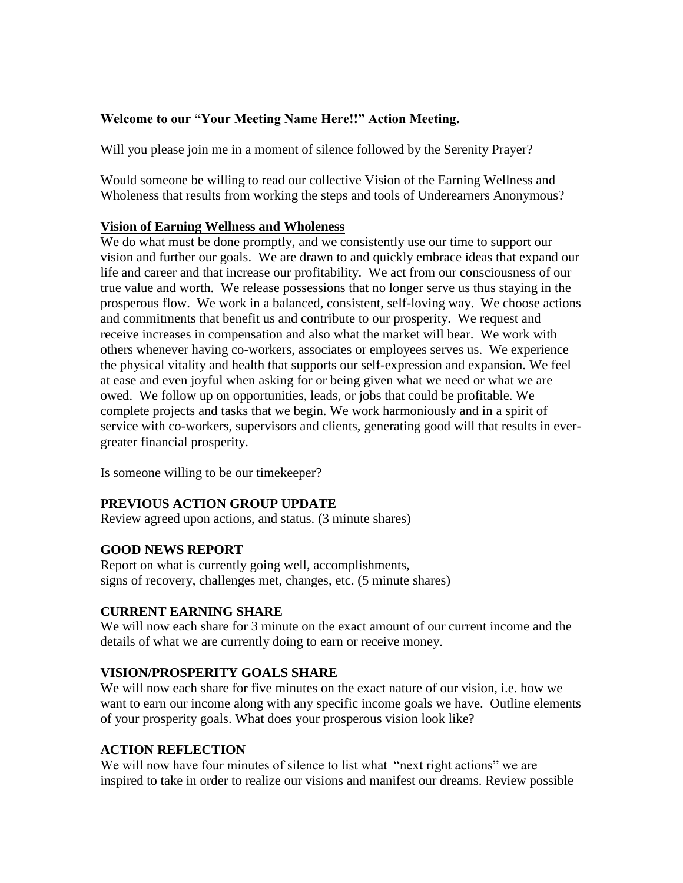**Welcome to our "Your Meeting Name Here!!" Action Meeting.**

Will you please join me in a moment of silence followed by the Serenity Prayer?

Would someone be willing to read our collective Vision of the Earning Wellness and Wholeness that results from working the steps and tools of Underearners Anonymous?

**<u>Vision of Earning Wellness and Wholeness</u>**

We do what must be done promptly, and we consistently use our time to support our vision and further our goals. We are drawn to and quickly embrace ideas that expand our life and career and that increase our profitability. We act from our consciousness of our true value and worth. We release possessions that no longer serve us thus staying in the prosperous flow. We work in a balanced, consistent, self-loving way. We choose actions and commitments that benefit us and contribute to our prosperity. We request and receive increases in compensation and also what the market will bear. We work with others whenever having co-workers, associates or employees serves us. We experience the physical vitality and health that supports our self-expression and expansion. We feel at ease and even joyful when asking for or being given what we need or what we are owed. We follow up on opportunities, leads, or jobs that could be profitable. We complete projects and tasks that we begin. We work harmoniously and in a spirit of service with co-workers, supervisors and clients, generating good will that results in ever-greater financial prosperity.

Is someone willing to be our timekeeper?

### PREVIOUS ACTION GROUP UPDATE

Review agreed upon actions, and status. (3 minute shares)

### GOOD NEWS REPORT

Report on what is currently going well, accomplishments, signs of recovery, challenges met, changes, etc. (5 minute shares)

### CURRENT EARNING SHARE

We will now each share for 3 minute on the exact amount of our current income and the details of what we are currently doing to earn or receive money.

### VISION/PROSPERITY GOALS SHARE

We will now each share for five minutes on the exact nature of our vision, i.e. how we want to earn our income along with any specific income goals we have. Outline elements of your prosperity goals. What does your prosperous vision look like?

### ACTION REFLECTION

We will now have four minutes of silence to list what "next right actions" we are inspired to take in order to realize our visions and manifest our dreams. Review possible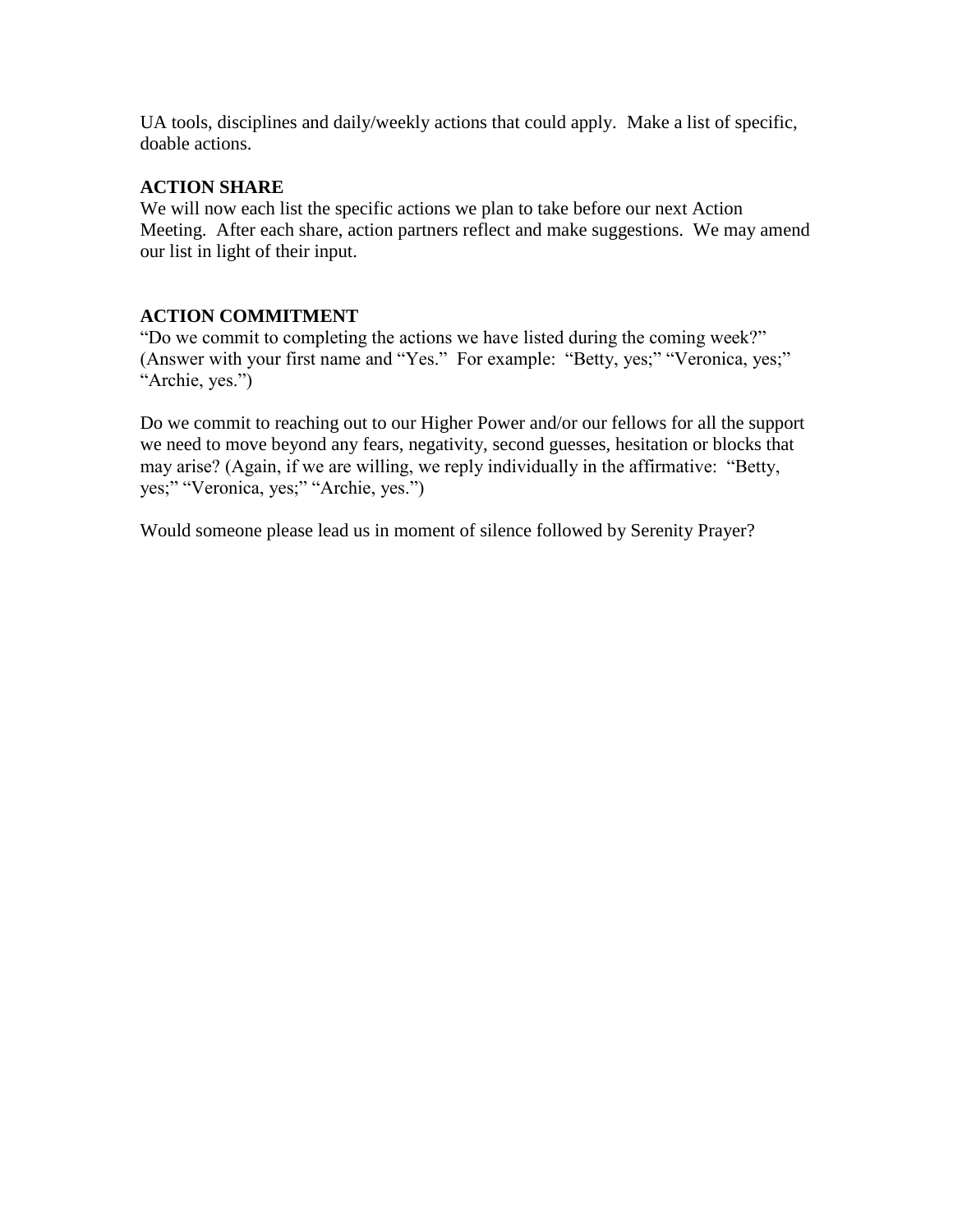UA tools, disciplines and daily/weekly actions that could apply. Make a list of specific, doable actions.

**ACTION SHARE**

We will now each list the specific actions we plan to take before our next Action Meeting. After each share, action partners reflect and make suggestions. We may amend our list in light of their input.

**ACTION COMMITMENT**

"Do we commit to completing the actions we have listed during the coming week?" (Answer with your first name and "Yes." For example: "Betty, yes;" "Veronica, yes;" "Archie, yes.")

Do we commit to reaching out to our Higher Power and/or our fellows for all the support we need to move beyond any fears, negativity, second guesses, hesitation or blocks that may arise? (Again, if we are willing, we reply individually in the affirmative: "Betty, yes;" "Veronica, yes;" "Archie, yes.")

Would someone please lead us in moment of silence followed by Serenity Prayer?